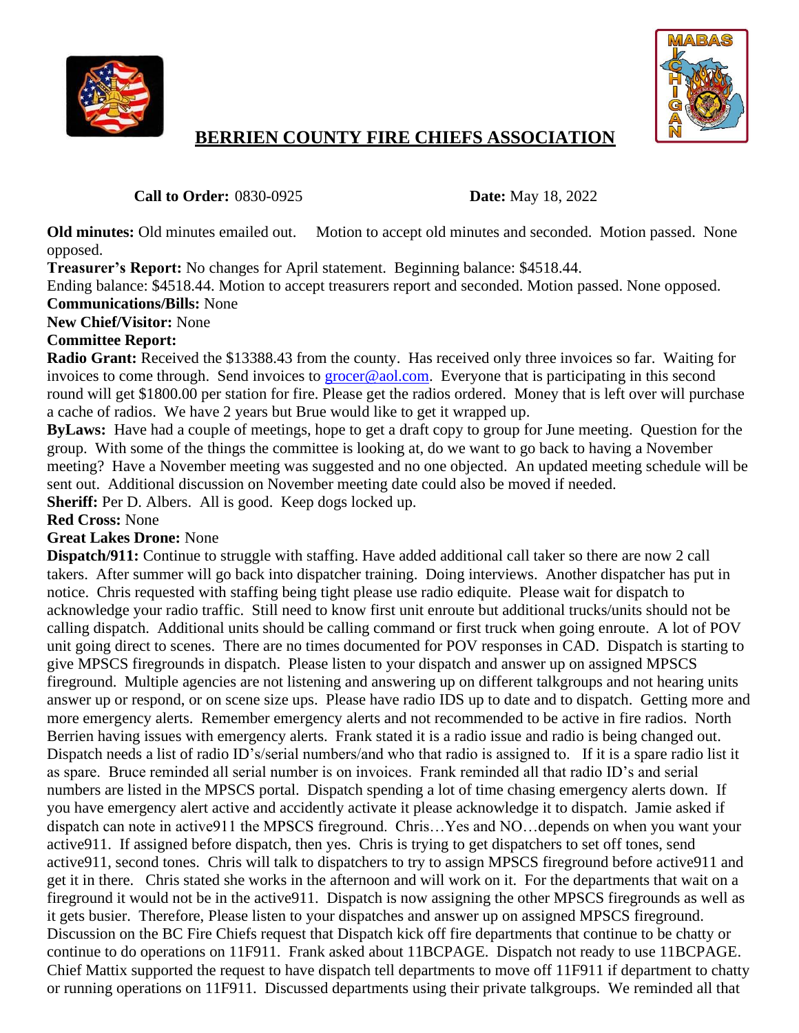# BERRIEN COUNTY FIRE CHIEFS ASSOCIATION

**Call to Order:** 0830-0925 **Date:** May 18, 2022

**Old minutes:** Old minutes emailed out. Motion to accept old minutes and seconded. Motion passed. None opposed.

**Treasurer's Report:** No changes for April statement. Beginning balance: $4518.44. Ending balance: $4518.44. Motion to accept treasurers report and seconded. Motion passed. None opposed.

**Communications/Bills:** None

**New Chief/Visitor:** None

**Committee Report:**

**Radio Grant:** Received the $13388.43 from the county. Has received only three invoices so far. Waiting for invoices to come through. Send invoices to grocer@aol.com. Everyone that is participating in this second round will get $1800.00 per station for fire. Please get the radios ordered. Money that is left over will purchase a cache of radios. We have 2 years but Brue would like to get it wrapped up.

**ByLaws:** Have had a couple of meetings, hope to get a draft copy to group for June meeting. Question for the group. With some of the things the committee is looking at, do we want to go back to having a November meeting? Have a November meeting was suggested and no one objected. An updated meeting schedule will be sent out. Additional discussion on November meeting date could also be moved if needed.

**Sheriff:** Per D. Albers. All is good. Keep dogs locked up.

**Red Cross:** None

**Great Lakes Drone:** None

**Dispatch/911:** Continue to struggle with staffing. Have added additional call taker so there are now 2 call takers. After summer will go back into dispatcher training. Doing interviews. Another dispatcher has put in notice. Chris requested with staffing being tight please use radio ediquite. Please wait for dispatch to acknowledge your radio traffic. Still need to know first unit enroute but additional trucks/units should not be calling dispatch. Additional units should be calling command or first truck when going enroute. A lot of POV unit going direct to scenes. There are no times documented for POV responses in CAD. Dispatch is starting to give MPSCS firegrounds in dispatch. Please listen to your dispatch and answer up on assigned MPSCS fireground. Multiple agencies are not listening and answering up on different talkgroups and not hearing units answer up or respond, or on scene size ups. Please have radio IDS up to date and to dispatch. Getting more and more emergency alerts. Remember emergency alerts and not recommended to be active in fire radios. North Berrien having issues with emergency alerts. Frank stated it is a radio issue and radio is being changed out. Dispatch needs a list of radio ID's/serial numbers/and who that radio is assigned to. If it is a spare radio list it as spare. Bruce reminded all serial number is on invoices. Frank reminded all that radio ID's and serial numbers are listed in the MPSCS portal. Dispatch spending a lot of time chasing emergency alerts down. If you have emergency alert active and accidently activate it please acknowledge it to dispatch. Jamie asked if dispatch can note in active911 the MPSCS fireground. Chris…Yes and NO…depends on when you want your active911. If assigned before dispatch, then yes. Chris is trying to get dispatchers to set off tones, send active911, second tones. Chris will talk to dispatchers to try to assign MPSCS fireground before active911 and get it in there. Chris stated she works in the afternoon and will work on it. For the departments that wait on a fireground it would not be in the active911. Dispatch is now assigning the other MPSCS firegrounds as well as it gets busier. Therefore, Please listen to your dispatches and answer up on assigned MPSCS fireground. Discussion on the BC Fire Chiefs request that Dispatch kick off fire departments that continue to be chatty or continue to do operations on 11F911. Frank asked about 11BCPAGE. Dispatch not ready to use 11BCPAGE. Chief Mattix supported the request to have dispatch tell departments to move off 11F911 if department to chatty or running operations on 11F911. Discussed departments using their private talkgroups. We reminded all that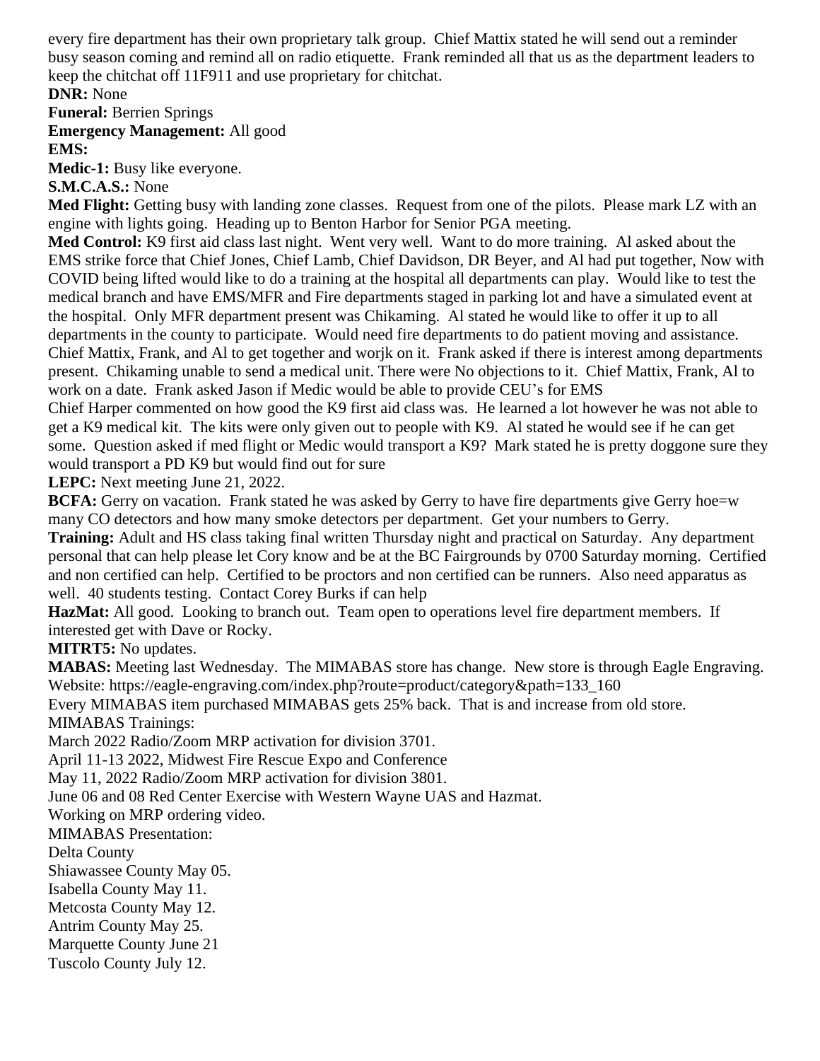every fire department has their own proprietary talk group. Chief Mattix stated he will send out a reminder busy season coming and remind all on radio etiquette. Frank reminded all that us as the department leaders to keep the chitchat off 11F911 and use proprietary for chitchat.

**DNR:** None

**Funeral:** Berrien Springs

**Emergency Management:** All good

**EMS:**

**Medic-1:** Busy like everyone.

**S.M.C.A.S.:** None

**Med Flight:** Getting busy with landing zone classes. Request from one of the pilots. Please mark LZ with an engine with lights going. Heading up to Benton Harbor for Senior PGA meeting.

**Med Control:** K9 first aid class last night. Went very well. Want to do more training. Al asked about the EMS strike force that Chief Jones, Chief Lamb, Chief Davidson, DR Beyer, and Al had put together, Now with COVID being lifted would like to do a training at the hospital all departments can play. Would like to test the medical branch and have EMS/MFR and Fire departments staged in parking lot and have a simulated event at the hospital. Only MFR department present was Chikaming. Al stated he would like to offer it up to all departments in the county to participate. Would need fire departments to do patient moving and assistance. Chief Mattix, Frank, and Al to get together and worjk on it. Frank asked if there is interest among departments present. Chikaming unable to send a medical unit. There were No objections to it. Chief Mattix, Frank, Al to work on a date. Frank asked Jason if Medic would be able to provide CEU's for EMS

Chief Harper commented on how good the K9 first aid class was. He learned a lot however he was not able to get a K9 medical kit. The kits were only given out to people with K9. Al stated he would see if he can get some. Question asked if med flight or Medic would transport a K9? Mark stated he is pretty doggone sure they would transport a PD K9 but would find out for sure

**LEPC:** Next meeting June 21, 2022.

**BCFA:** Gerry on vacation. Frank stated he was asked by Gerry to have fire departments give Gerry hoe=w many CO detectors and how many smoke detectors per department. Get your numbers to Gerry.

**Training:** Adult and HS class taking final written Thursday night and practical on Saturday. Any department personal that can help please let Cory know and be at the BC Fairgrounds by 0700 Saturday morning. Certified and non certified can help. Certified to be proctors and non certified can be runners. Also need apparatus as well. 40 students testing. Contact Corey Burks if can help

**HazMat:** All good. Looking to branch out. Team open to operations level fire department members. If interested get with Dave or Rocky.

**MITRT5:** No updates.

**MABAS:** Meeting last Wednesday. The MIMABAS store has change. New store is through Eagle Engraving. Website: https://eagle-engraving.com/index.php?route=product/category&path=133_160

Every MIMABAS item purchased MIMABAS gets 25% back. That is and increase from old store.

MIMABAS Trainings:

March 2022 Radio/Zoom MRP activation for division 3701.

April 11-13 2022, Midwest Fire Rescue Expo and Conference

May 11, 2022 Radio/Zoom MRP activation for division 3801.

June 06 and 08 Red Center Exercise with Western Wayne UAS and Hazmat.

Working on MRP ordering video.

MIMABAS Presentation:

Delta County

Shiawassee County May 05.

Isabella County May 11.

Metcosta County May 12.

Antrim County May 25.

Marquette County June 21

Tuscolo County July 12.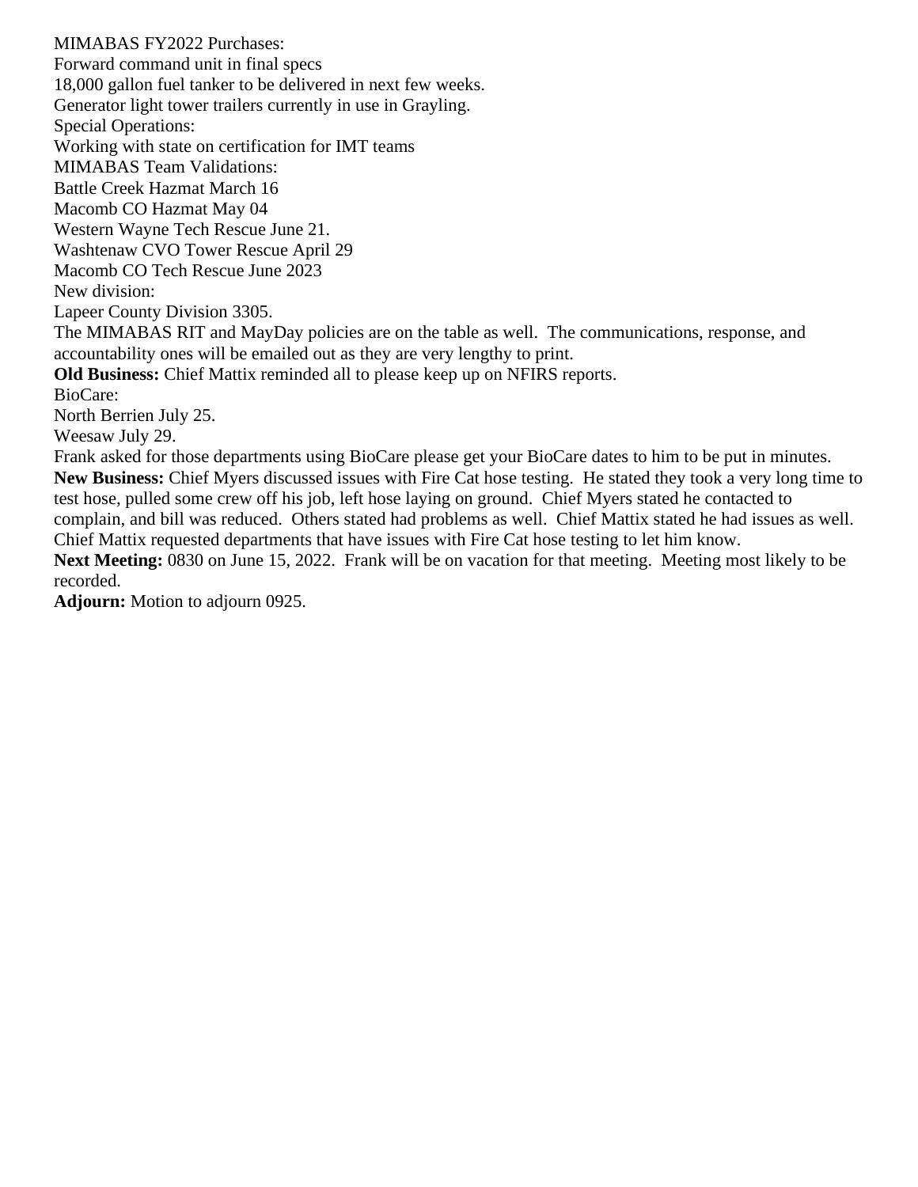MIMABAS FY2022 Purchases:
Forward command unit in final specs
18,000 gallon fuel tanker to be delivered in next few weeks.
Generator light tower trailers currently in use in Grayling.
Special Operations:
Working with state on certification for IMT teams
MIMABAS Team Validations:
Battle Creek Hazmat March 16
Macomb CO Hazmat May 04
Western Wayne Tech Rescue June 21.
Washtenaw CVO Tower Rescue April 29
Macomb CO Tech Rescue June 2023
New division:
Lapeer County Division 3305.
The MIMABAS RIT and MayDay policies are on the table as well. The communications, response, and accountability ones will be emailed out as they are very lengthy to print.
**Old Business:** Chief Mattix reminded all to please keep up on NFIRS reports.
BioCare:
North Berrien July 25.
Weesaw July 29.
Frank asked for those departments using BioCare please get your BioCare dates to him to be put in minutes.
**New Business:** Chief Myers discussed issues with Fire Cat hose testing. He stated they took a very long time to test hose, pulled some crew off his job, left hose laying on ground. Chief Myers stated he contacted to complain, and bill was reduced. Others stated had problems as well. Chief Mattix stated he had issues as well. Chief Mattix requested departments that have issues with Fire Cat hose testing to let him know.
**Next Meeting:** 0830 on June 15, 2022. Frank will be on vacation for that meeting. Meeting most likely to be recorded.
**Adjourn:** Motion to adjourn 0925.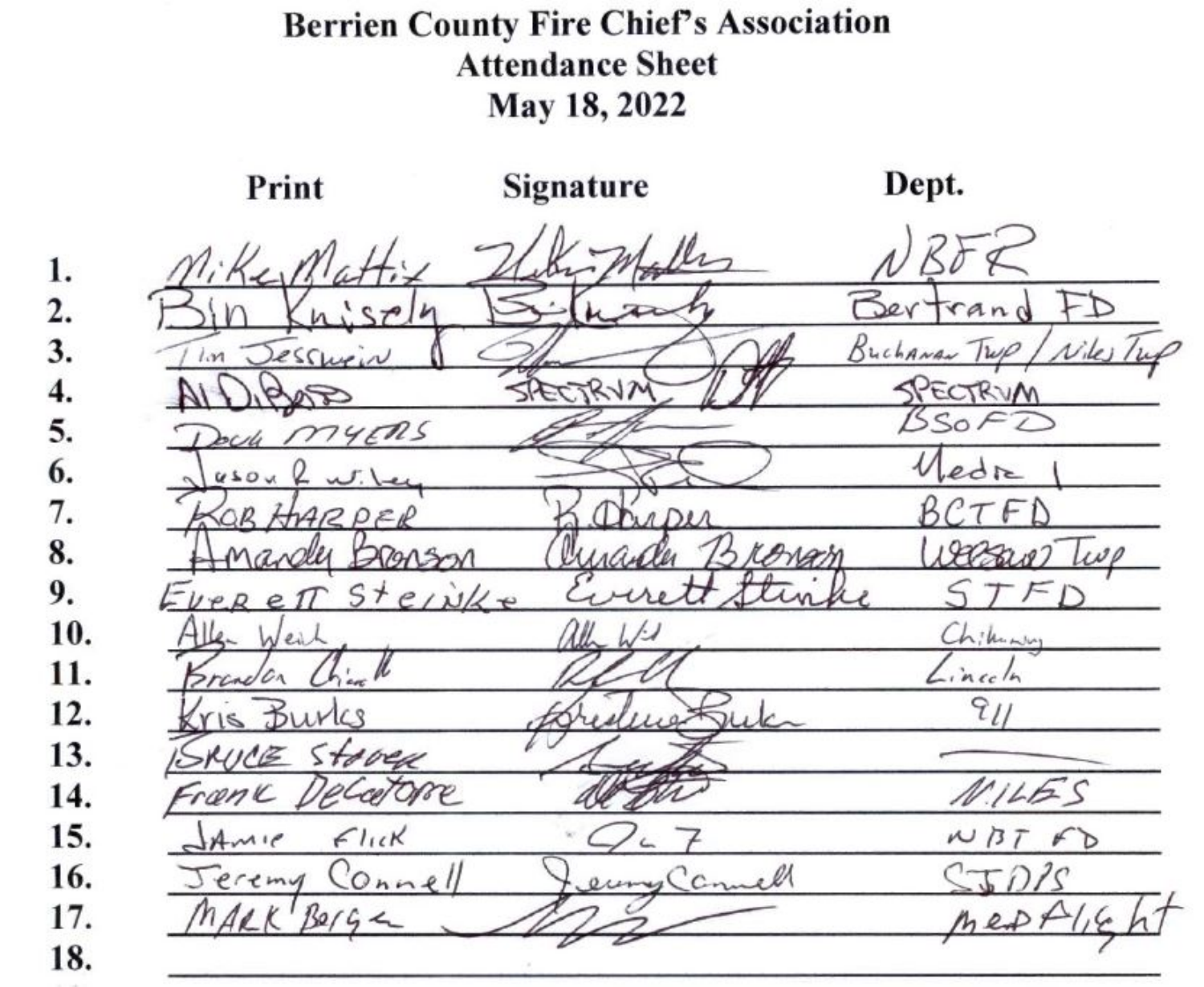# Berrien County Fire Chief's Association

## Attendance Sheet

## May 18, 2022

| # | Print | Signature | Dept. |
|---|---|---|---|
| 1. | Mike Mattix | Mike Mattix | NBFR |
| 2. | Bin Knisely | Bin Knisely | Bertrand FD |
| 3. | Tim Jesswein | [signature] | Buchanan Twp / Niles Twp |
| 4. | Al DiBass | SPECTRUM [signature] | SPECTRUM |
| 5. | Doug MYERS | [signature] | BSOFD |
| 6. | Jason R Wiley | [signature] | Medic 1 |
| 7. | ROB HARPER | R. Harper | BCTFD |
| 8. | Amanda Bronson | Amanda Bronson | Watervliet Twp |
| 9. | EVERETT STEINKE | Everett Steinke | STFD |
| 10. | Allen Weed | Allen Weed | Chikaming |
| 11. | Brandon Chiarelli | [signature] | Lincoln |
| 12. | Kris Burks | Kristine Burks | 911 |
| 13. | BRUCE STOVER | [signature] | — |
| 14. | Frank DeCaTorre | [signature] | NILES |
| 15. | JAMIE FLICK | [signature] | NBT FD |
| 16. | Jeremy Connell | Jeremy Connell | SJDPS |
| 17. | MARK Berge | [signature] | medFlight |
| 18. | | | |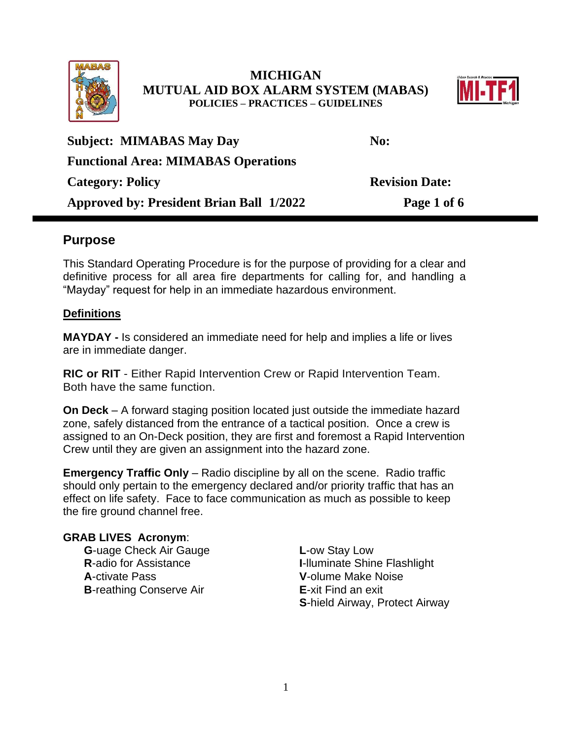**MICHIGAN**
**MUTUAL AID BOX ALARM SYSTEM (MABAS)**
**POLICIES – PRACTICES – GUIDELINES**

| | |
|---|---|
| **Subject: MIMABAS May Day** | **No:** |
| **Functional Area: MIMABAS Operations** | |
| **Category: Policy** | **Revision Date:** |
| **Approved by: President Brian Ball 1/2022** | **Page 1 of 6** |

## Purpose

This Standard Operating Procedure is for the purpose of providing for a clear and definitive process for all area fire departments for calling for, and handling a "Mayday" request for help in an immediate hazardous environment.

### Definitions

**MAYDAY -** Is considered an immediate need for help and implies a life or lives are in immediate danger.

**RIC or RIT** - Either Rapid Intervention Crew or Rapid Intervention Team. Both have the same function.

**On Deck** – A forward staging position located just outside the immediate hazard zone, safely distanced from the entrance of a tactical position. Once a crew is assigned to an On-Deck position, they are first and foremost a Rapid Intervention Crew until they are given an assignment into the hazard zone.

**Emergency Traffic Only** – Radio discipline by all on the scene. Radio traffic should only pertain to the emergency declared and/or priority traffic that has an effect on life safety. Face to face communication as much as possible to keep the fire ground channel free.

**GRAB LIVES Acronym**:

- **G**-uage Check Air Gauge
- **R**-adio for Assistance
- **A**-ctivate Pass
- **B**-reathing Conserve Air
- **L**-ow Stay Low
- **I**-lluminate Shine Flashlight
- **V**-olume Make Noise
- **E**-xit Find an exit
- **S**-hield Airway, Protect Airway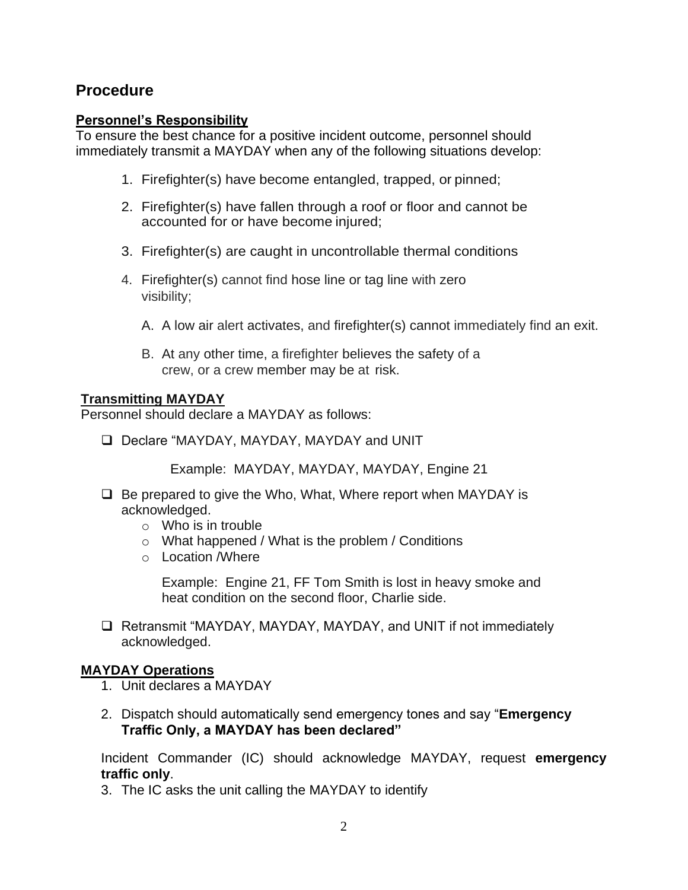## Procedure

**Personnel's Responsibility**

To ensure the best chance for a positive incident outcome, personnel should immediately transmit a MAYDAY when any of the following situations develop:

1. Firefighter(s) have become entangled, trapped, or pinned;
2. Firefighter(s) have fallen through a roof or floor and cannot be accounted for or have become injured;
3. Firefighter(s) are caught in uncontrollable thermal conditions
4. Firefighter(s) cannot find hose line or tag line with zero visibility;
   - A. A low air alert activates, and firefighter(s) cannot immediately find an exit.
   - B. At any other time, a firefighter believes the safety of a crew, or a crew member may be at risk.

**Transmitting MAYDAY**

Personnel should declare a MAYDAY as follows:

- ❑ Declare "MAYDAY, MAYDAY, MAYDAY and UNIT

  Example: MAYDAY, MAYDAY, MAYDAY, Engine 21

- ❑ Be prepared to give the Who, What, Where report when MAYDAY is acknowledged.
  - Who is in trouble
  - What happened / What is the problem / Conditions
  - Location /Where

  Example: Engine 21, FF Tom Smith is lost in heavy smoke and heat condition on the second floor, Charlie side.

- ❑ Retransmit "MAYDAY, MAYDAY, MAYDAY, and UNIT if not immediately acknowledged.

**MAYDAY Operations**

1. Unit declares a MAYDAY
2. Dispatch should automatically send emergency tones and say "**Emergency Traffic Only, a MAYDAY has been declared"**

   Incident Commander (IC) should acknowledge MAYDAY, request **emergency traffic only**.
3. The IC asks the unit calling the MAYDAY to identify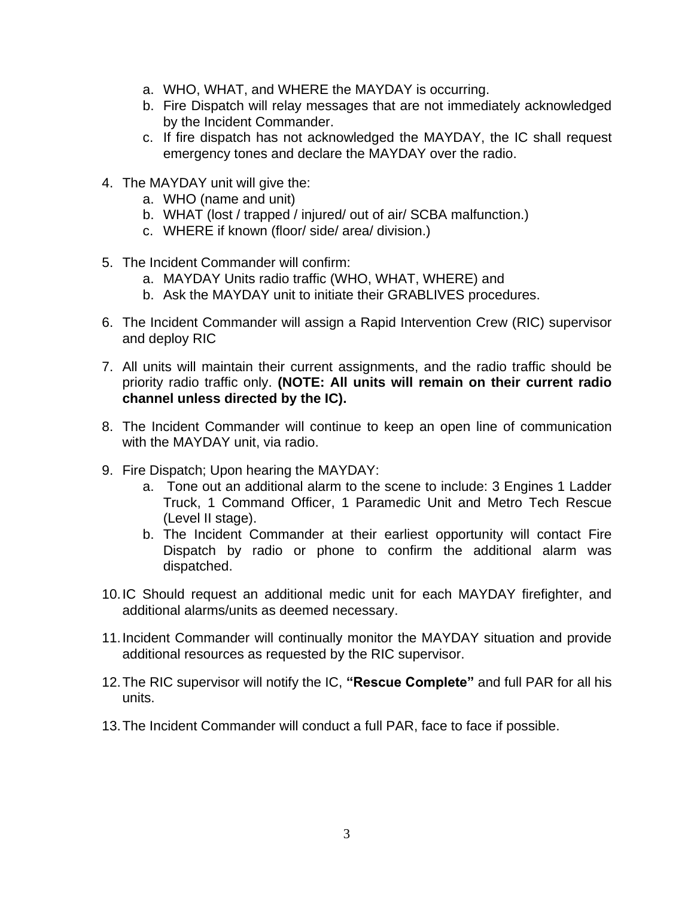a. WHO, WHAT, and WHERE the MAYDAY is occurring.
   b. Fire Dispatch will relay messages that are not immediately acknowledged by the Incident Commander.
   c. If fire dispatch has not acknowledged the MAYDAY, the IC shall request emergency tones and declare the MAYDAY over the radio.

4. The MAYDAY unit will give the:
   a. WHO (name and unit)
   b. WHAT (lost / trapped / injured/ out of air/ SCBA malfunction.)
   c. WHERE if known (floor/ side/ area/ division.)

5. The Incident Commander will confirm:
   a. MAYDAY Units radio traffic (WHO, WHAT, WHERE) and
   b. Ask the MAYDAY unit to initiate their GRABLIVES procedures.

6. The Incident Commander will assign a Rapid Intervention Crew (RIC) supervisor and deploy RIC

7. All units will maintain their current assignments, and the radio traffic should be priority radio traffic only. **(NOTE: All units will remain on their current radio channel unless directed by the IC).**

8. The Incident Commander will continue to keep an open line of communication with the MAYDAY unit, via radio.

9. Fire Dispatch; Upon hearing the MAYDAY:
   a. Tone out an additional alarm to the scene to include: 3 Engines 1 Ladder Truck, 1 Command Officer, 1 Paramedic Unit and Metro Tech Rescue (Level II stage).
   b. The Incident Commander at their earliest opportunity will contact Fire Dispatch by radio or phone to confirm the additional alarm was dispatched.

10. IC Should request an additional medic unit for each MAYDAY firefighter, and additional alarms/units as deemed necessary.

11. Incident Commander will continually monitor the MAYDAY situation and provide additional resources as requested by the RIC supervisor.

12. The RIC supervisor will notify the IC, **"Rescue Complete"** and full PAR for all his units.

13. The Incident Commander will conduct a full PAR, face to face if possible.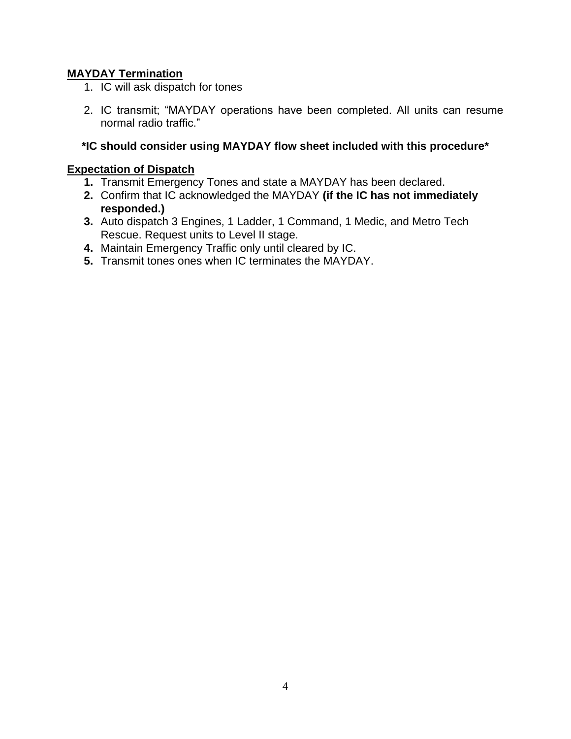**MAYDAY Termination**

1. IC will ask dispatch for tones
2. IC transmit; “MAYDAY operations have been completed. All units can resume normal radio traffic.”

**\*IC should consider using MAYDAY flow sheet included with this procedure\***

**Expectation of Dispatch**

1. Transmit Emergency Tones and state a MAYDAY has been declared.
2. Confirm that IC acknowledged the MAYDAY **(if the IC has not immediately responded.)**
3. Auto dispatch 3 Engines, 1 Ladder, 1 Command, 1 Medic, and Metro Tech Rescue. Request units to Level II stage.
4. Maintain Emergency Traffic only until cleared by IC.
5. Transmit tones ones when IC terminates the MAYDAY.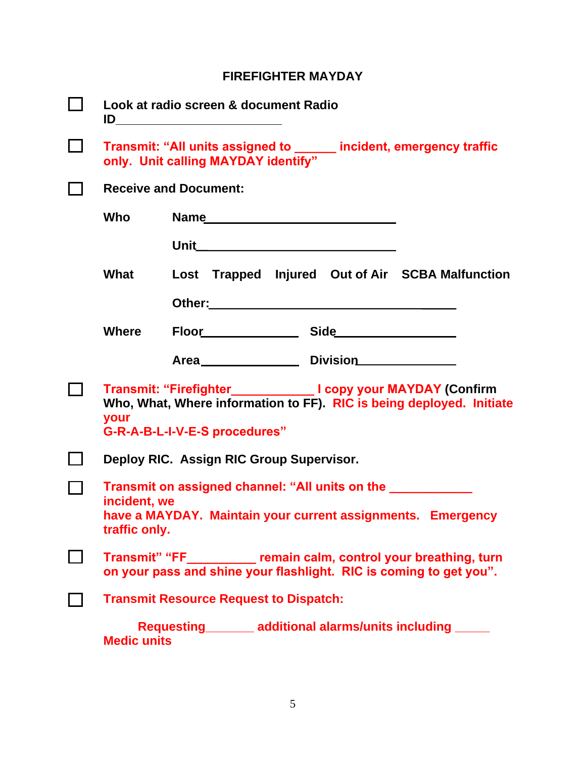# FIREFIGHTER MAYDAY

- [ ] Look at radio screen & document Radio ID________________________

- [ ] Transmit: "All units assigned to ______ incident, emergency traffic only. Unit calling MAYDAY identify"

- [ ] Receive and Document:

| | | | |
|---|---|---|---|
| Who | Name____________________________ | | |
| | Unit____________________________ | | |
| What | Lost Trapped Injured Out of Air SCBA Malfunction | | |
| | Other:__________________________________ | | |
| Where | Floor______________ | Side__________________ | |
| | Area______________ | Division______________ | |

- [ ] Transmit: "Firefighter____________ I copy your MAYDAY (Confirm Who, What, Where information to FF). RIC is being deployed. Initiate your G-R-A-B-L-I-V-E-S procedures"

- [ ] Deploy RIC. Assign RIC Group Supervisor.

- [ ] Transmit on assigned channel: "All units on the ____________ incident, we have a MAYDAY. Maintain your current assignments. Emergency traffic only.

- [ ] Transmit" "FF__________ remain calm, control your breathing, turn on your pass and shine your flashlight. RIC is coming to get you".

- [ ] Transmit Resource Request to Dispatch:

  Requesting_______ additional alarms/units including _____ Medic units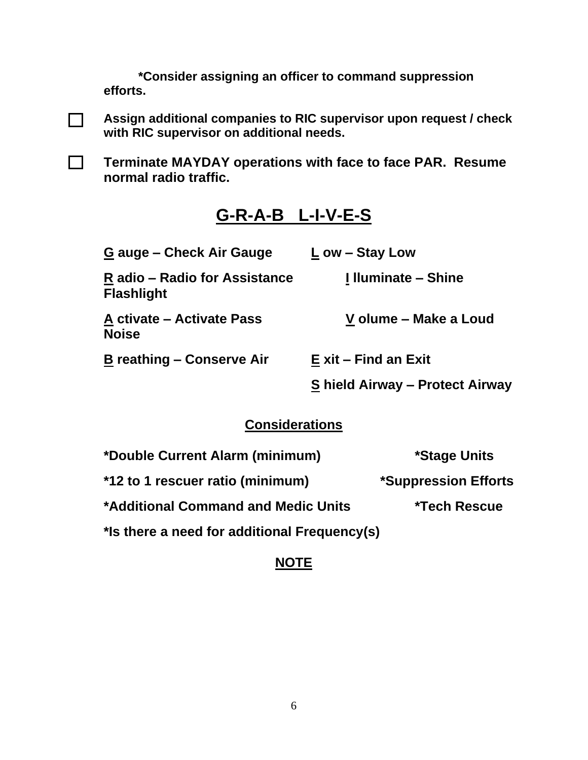**\*Consider assigning an officer to command suppression efforts.**

- ☐ **Assign additional companies to RIC supervisor upon request / check with RIC supervisor on additional needs.**

- ☐ **Terminate MAYDAY operations with face to face PAR. Resume normal radio traffic.**

## G-R-A-B L-I-V-E-S

**G auge – Check Air Gauge**

**R adio – Radio for Assistance**

**A ctivate – Activate Pass**

**B reathing – Conserve Air**

**L ow – Stay Low**

**I lluminate – Shine Flashlight**

**V olume – Make a Loud Noise**

**E xit – Find an Exit**

**S hield Airway – Protect Airway**

### Considerations

**\*Double Current Alarm (minimum)**

**\*12 to 1 rescuer ratio (minimum)**

**\*Additional Command and Medic Units**

**\*Is there a need for additional Frequency(s)**

**\*Stage Units**

**\*Suppression Efforts**

**\*Tech Rescue**

### NOTE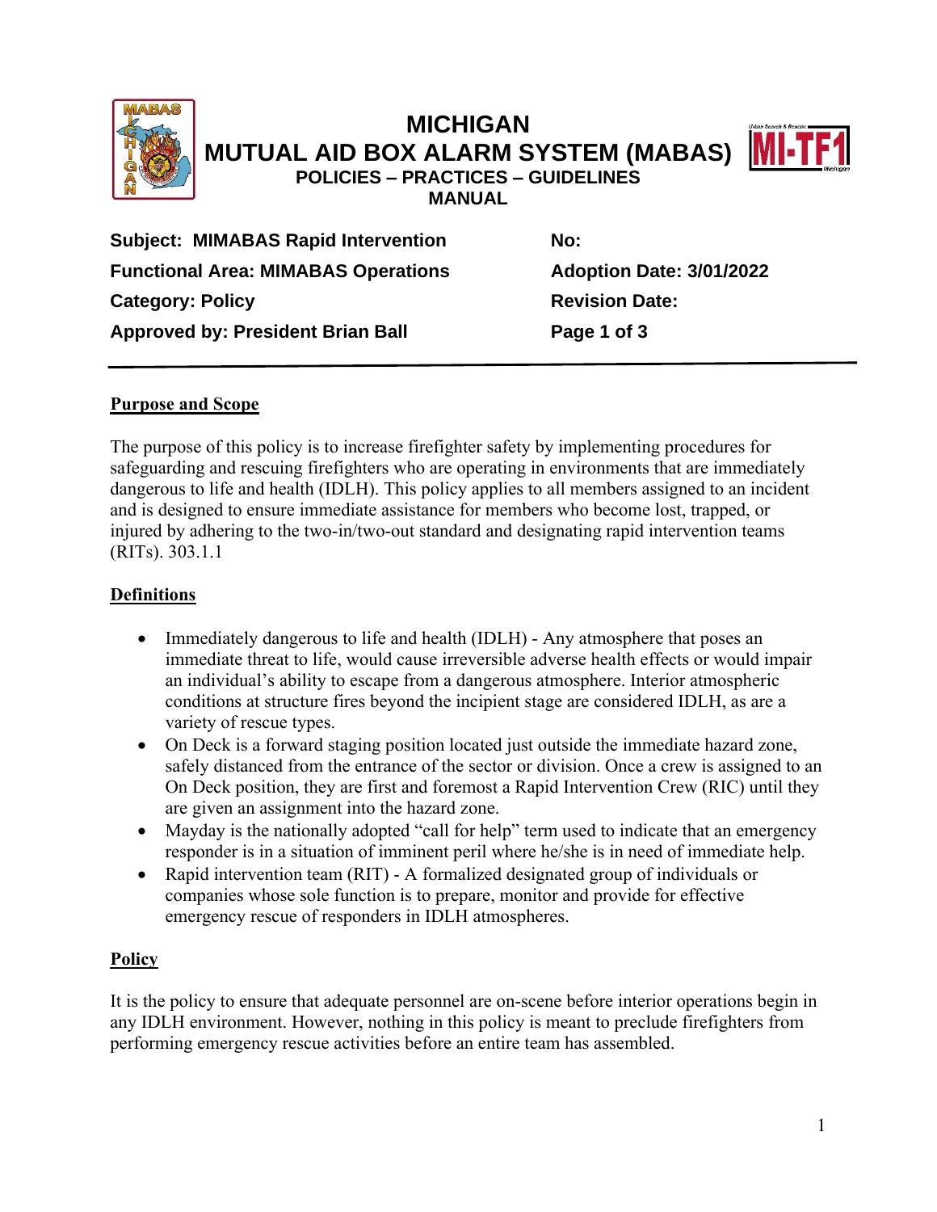# MICHIGAN
# MUTUAL AID BOX ALARM SYSTEM (MABAS)
### POLICIES – PRACTICES – GUIDELINES
### MANUAL

| | |
|---|---|
| **Subject: MIMABAS Rapid Intervention** | **No:** |
| **Functional Area: MIMABAS Operations** | **Adoption Date: 3/01/2022** |
| **Category: Policy** | **Revision Date:** |
| **Approved by: President Brian Ball** | **Page 1 of 3** |

## Purpose and Scope

The purpose of this policy is to increase firefighter safety by implementing procedures for safeguarding and rescuing firefighters who are operating in environments that are immediately dangerous to life and health (IDLH). This policy applies to all members assigned to an incident and is designed to ensure immediate assistance for members who become lost, trapped, or injured by adhering to the two-in/two-out standard and designating rapid intervention teams (RITs). 303.1.1

## Definitions

- Immediately dangerous to life and health (IDLH) - Any atmosphere that poses an immediate threat to life, would cause irreversible adverse health effects or would impair an individual's ability to escape from a dangerous atmosphere. Interior atmospheric conditions at structure fires beyond the incipient stage are considered IDLH, as are a variety of rescue types.
- On Deck is a forward staging position located just outside the immediate hazard zone, safely distanced from the entrance of the sector or division. Once a crew is assigned to an On Deck position, they are first and foremost a Rapid Intervention Crew (RIC) until they are given an assignment into the hazard zone.
- Mayday is the nationally adopted "call for help" term used to indicate that an emergency responder is in a situation of imminent peril where he/she is in need of immediate help.
- Rapid intervention team (RIT) - A formalized designated group of individuals or companies whose sole function is to prepare, monitor and provide for effective emergency rescue of responders in IDLH atmospheres.

## Policy

It is the policy to ensure that adequate personnel are on-scene before interior operations begin in any IDLH environment. However, nothing in this policy is meant to preclude firefighters from performing emergency rescue activities before an entire team has assembled.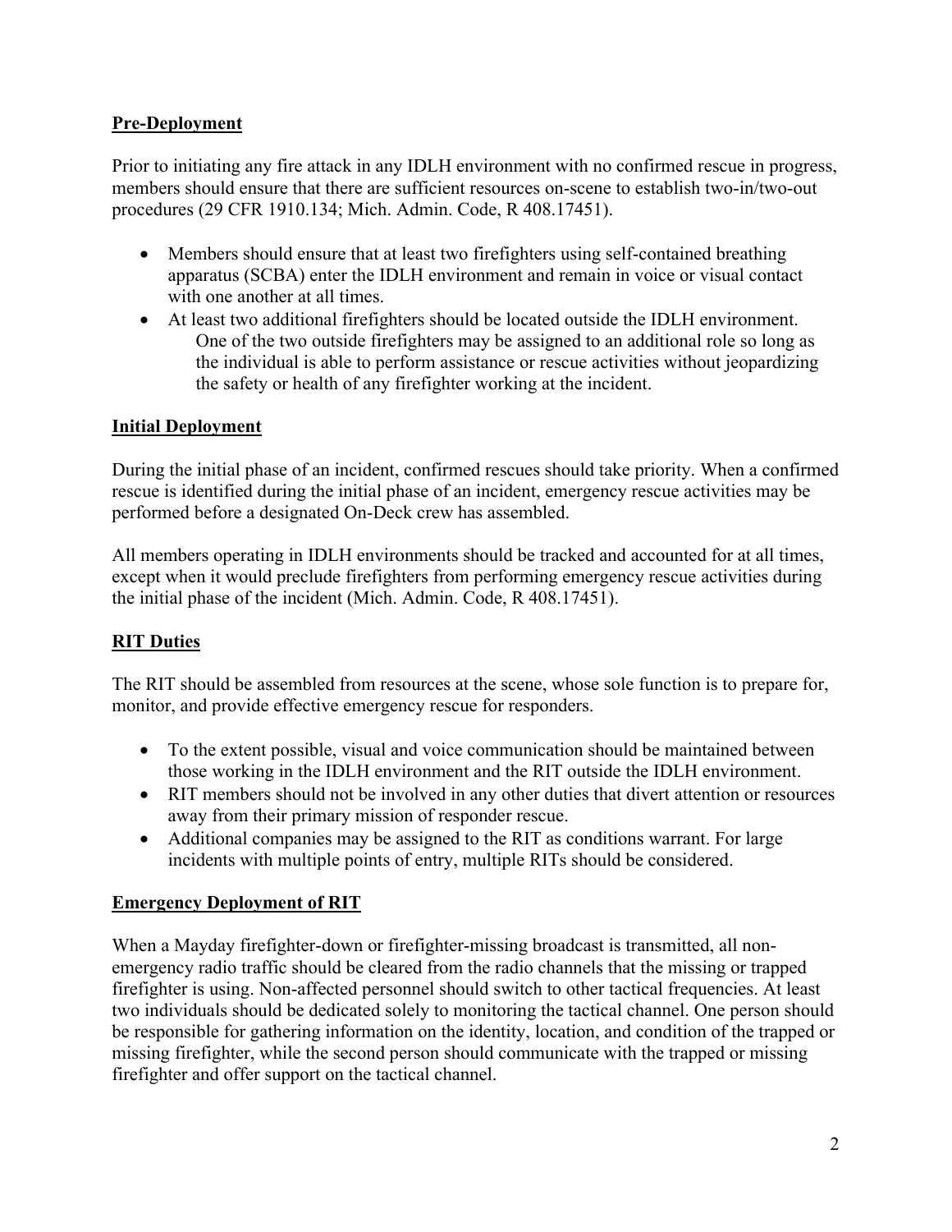**Pre-Deployment**

Prior to initiating any fire attack in any IDLH environment with no confirmed rescue in progress, members should ensure that there are sufficient resources on-scene to establish two-in/two-out procedures (29 CFR 1910.134; Mich. Admin. Code, R 408.17451).

- Members should ensure that at least two firefighters using self-contained breathing apparatus (SCBA) enter the IDLH environment and remain in voice or visual contact with one another at all times.
- At least two additional firefighters should be located outside the IDLH environment. One of the two outside firefighters may be assigned to an additional role so long as the individual is able to perform assistance or rescue activities without jeopardizing the safety or health of any firefighter working at the incident.

**Initial Deployment**

During the initial phase of an incident, confirmed rescues should take priority. When a confirmed rescue is identified during the initial phase of an incident, emergency rescue activities may be performed before a designated On-Deck crew has assembled.

All members operating in IDLH environments should be tracked and accounted for at all times, except when it would preclude firefighters from performing emergency rescue activities during the initial phase of the incident (Mich. Admin. Code, R 408.17451).

**RIT Duties**

The RIT should be assembled from resources at the scene, whose sole function is to prepare for, monitor, and provide effective emergency rescue for responders.

- To the extent possible, visual and voice communication should be maintained between those working in the IDLH environment and the RIT outside the IDLH environment.
- RIT members should not be involved in any other duties that divert attention or resources away from their primary mission of responder rescue.
- Additional companies may be assigned to the RIT as conditions warrant. For large incidents with multiple points of entry, multiple RITs should be considered.

**Emergency Deployment of RIT**

When a Mayday firefighter-down or firefighter-missing broadcast is transmitted, all non-emergency radio traffic should be cleared from the radio channels that the missing or trapped firefighter is using. Non-affected personnel should switch to other tactical frequencies. At least two individuals should be dedicated solely to monitoring the tactical channel. One person should be responsible for gathering information on the identity, location, and condition of the trapped or missing firefighter, while the second person should communicate with the trapped or missing firefighter and offer support on the tactical channel.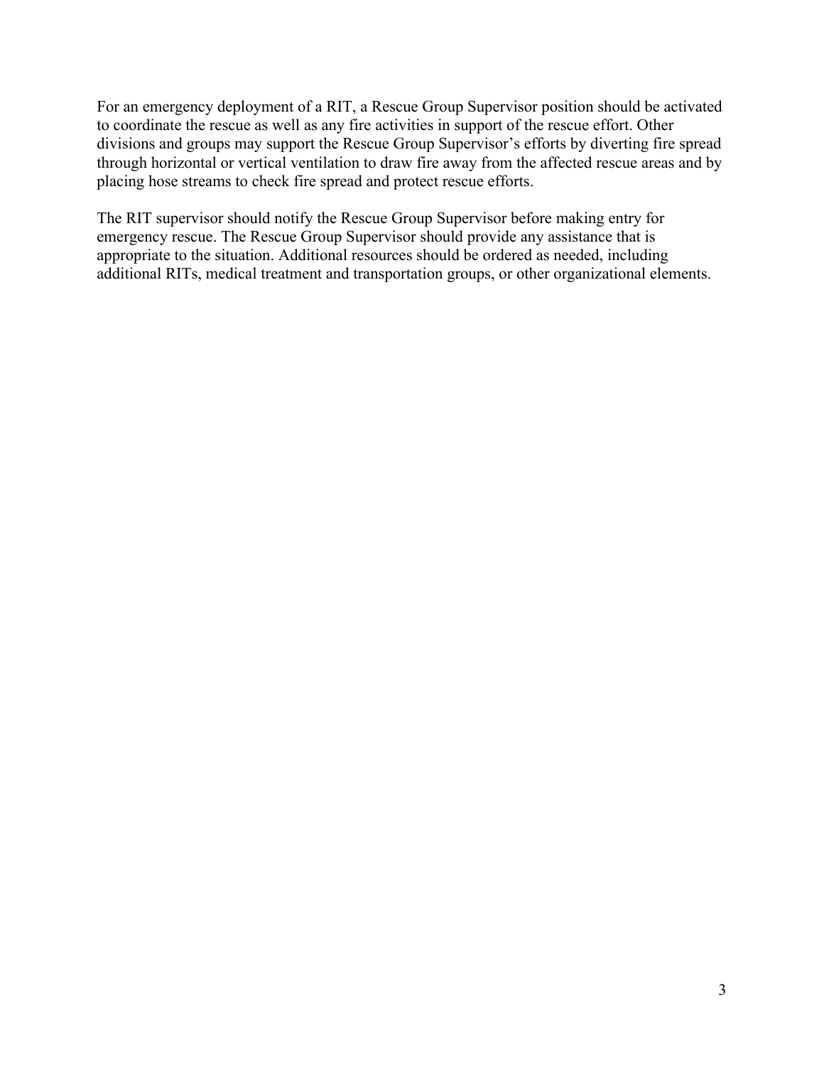For an emergency deployment of a RIT, a Rescue Group Supervisor position should be activated to coordinate the rescue as well as any fire activities in support of the rescue effort. Other divisions and groups may support the Rescue Group Supervisor's efforts by diverting fire spread through horizontal or vertical ventilation to draw fire away from the affected rescue areas and by placing hose streams to check fire spread and protect rescue efforts.

The RIT supervisor should notify the Rescue Group Supervisor before making entry for emergency rescue. The Rescue Group Supervisor should provide any assistance that is appropriate to the situation. Additional resources should be ordered as needed, including additional RITs, medical treatment and transportation groups, or other organizational elements.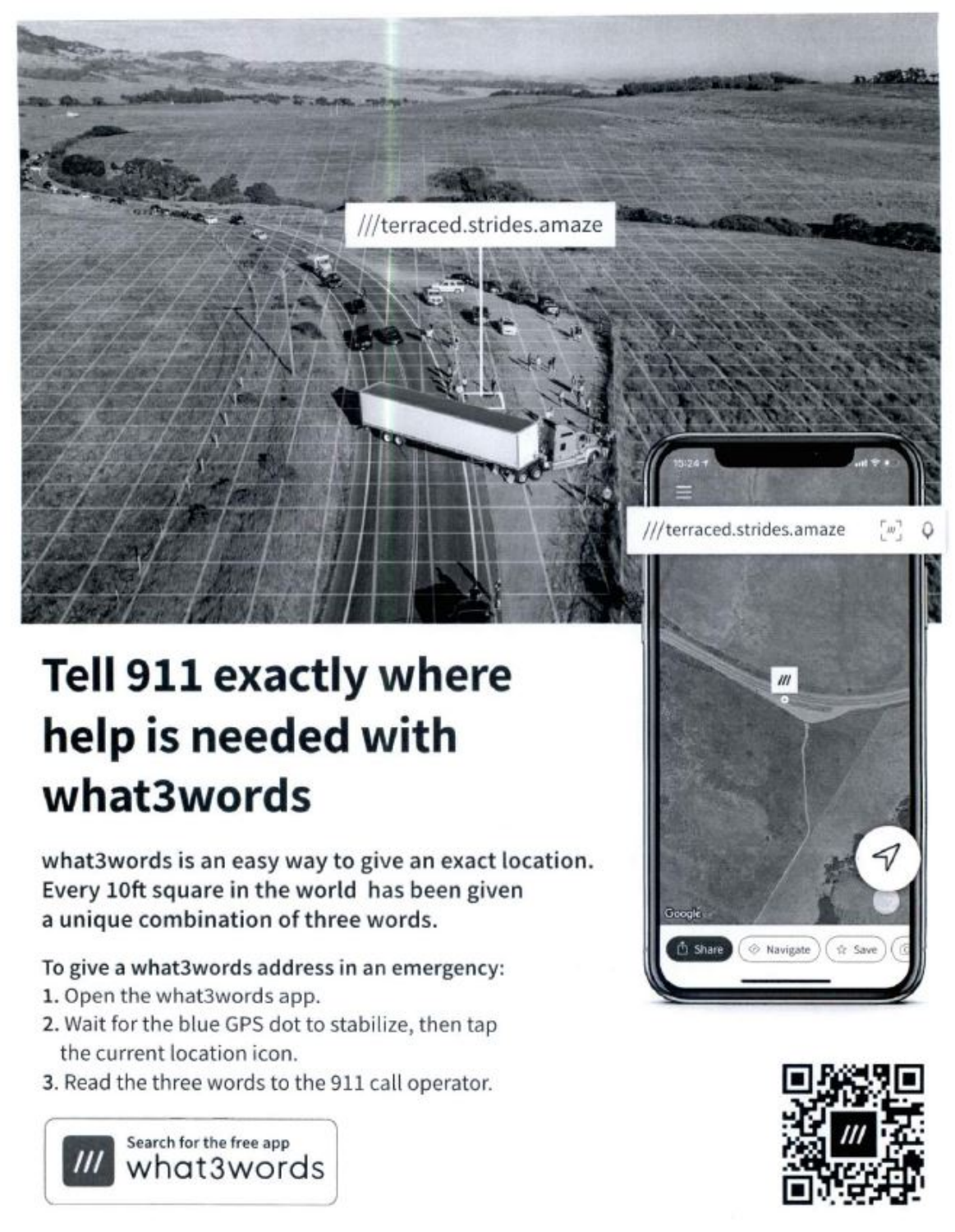# Tell 911 exactly where help is needed with what3words

what3words is an easy way to give an exact location. Every 10ft square in the world has been given a unique combination of three words.

To give a what3words address in an emergency:

1. Open the what3words app.
2. Wait for the blue GPS dot to stabilize, then tap the current location icon.
3. Read the three words to the 911 call operator.

Search for the free app what3words